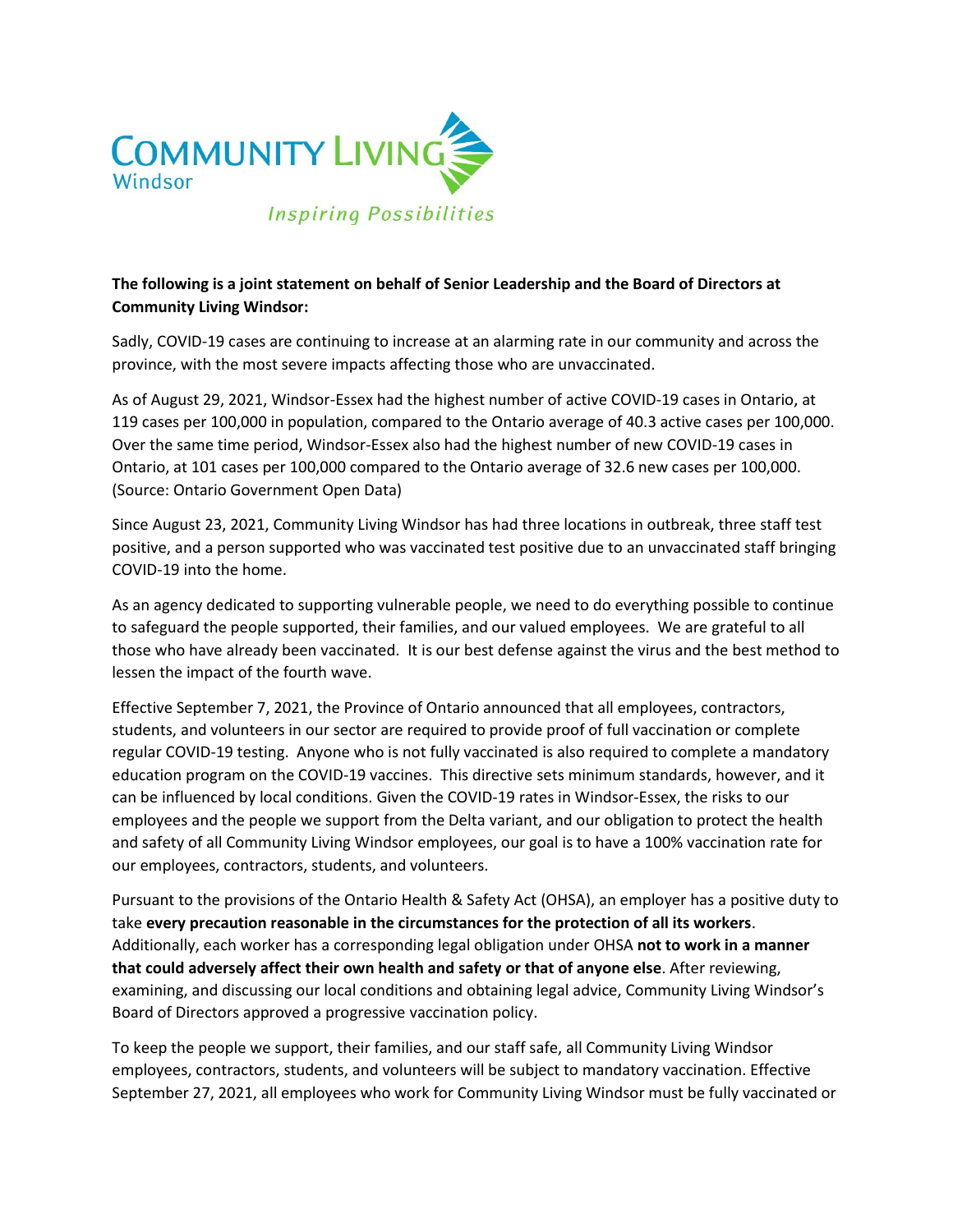COMMUNITY LIVING
Windsor

*Inspiring Possibilities*

**The following is a joint statement on behalf of Senior Leadership and the Board of Directors at Community Living Windsor:**

Sadly, COVID-19 cases are continuing to increase at an alarming rate in our community and across the province, with the most severe impacts affecting those who are unvaccinated.

As of August 29, 2021, Windsor-Essex had the highest number of active COVID-19 cases in Ontario, at 119 cases per 100,000 in population, compared to the Ontario average of 40.3 active cases per 100,000. Over the same time period, Windsor-Essex also had the highest number of new COVID-19 cases in Ontario, at 101 cases per 100,000 compared to the Ontario average of 32.6 new cases per 100,000. (Source: Ontario Government Open Data)

Since August 23, 2021, Community Living Windsor has had three locations in outbreak, three staff test positive, and a person supported who was vaccinated test positive due to an unvaccinated staff bringing COVID-19 into the home.

As an agency dedicated to supporting vulnerable people, we need to do everything possible to continue to safeguard the people supported, their families, and our valued employees. We are grateful to all those who have already been vaccinated. It is our best defense against the virus and the best method to lessen the impact of the fourth wave.

Effective September 7, 2021, the Province of Ontario announced that all employees, contractors, students, and volunteers in our sector are required to provide proof of full vaccination or complete regular COVID-19 testing. Anyone who is not fully vaccinated is also required to complete a mandatory education program on the COVID-19 vaccines. This directive sets minimum standards, however, and it can be influenced by local conditions. Given the COVID-19 rates in Windsor-Essex, the risks to our employees and the people we support from the Delta variant, and our obligation to protect the health and safety of all Community Living Windsor employees, our goal is to have a 100% vaccination rate for our employees, contractors, students, and volunteers.

Pursuant to the provisions of the Ontario Health & Safety Act (OHSA), an employer has a positive duty to take **every precaution reasonable in the circumstances for the protection of all its workers**. Additionally, each worker has a corresponding legal obligation under OHSA **not to work in a manner that could adversely affect their own health and safety or that of anyone else**. After reviewing, examining, and discussing our local conditions and obtaining legal advice, Community Living Windsor's Board of Directors approved a progressive vaccination policy.

To keep the people we support, their families, and our staff safe, all Community Living Windsor employees, contractors, students, and volunteers will be subject to mandatory vaccination. Effective September 27, 2021, all employees who work for Community Living Windsor must be fully vaccinated or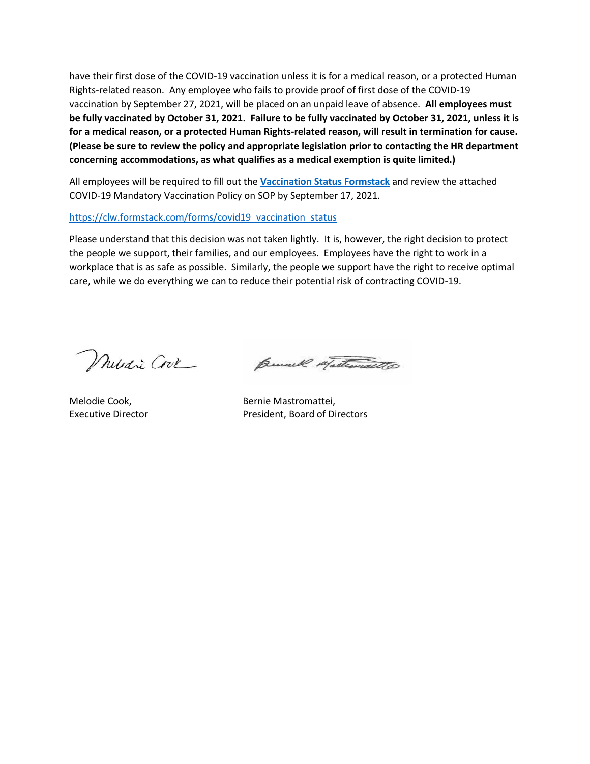have their first dose of the COVID-19 vaccination unless it is for a medical reason, or a protected Human Rights-related reason. Any employee who fails to provide proof of first dose of the COVID-19 vaccination by September 27, 2021, will be placed on an unpaid leave of absence. **All employees must be fully vaccinated by October 31, 2021. Failure to be fully vaccinated by October 31, 2021, unless it is for a medical reason, or a protected Human Rights-related reason, will result in termination for cause. (Please be sure to review the policy and appropriate legislation prior to contacting the HR department concerning accommodations, as what qualifies as a medical exemption is quite limited.)**

All employees will be required to fill out the **[Vaccination Status Formstack](https://clw.formstack.com/forms/covid19_vaccination_status)** and review the attached COVID-19 Mandatory Vaccination Policy on SOP by September 17, 2021.

https://clw.formstack.com/forms/covid19_vaccination_status

Please understand that this decision was not taken lightly. It is, however, the right decision to protect the people we support, their families, and our employees. Employees have the right to work in a workplace that is as safe as possible. Similarly, the people we support have the right to receive optimal care, while we do everything we can to reduce their potential risk of contracting COVID-19.

Melodie Cook,
Executive Director

Bernie Mastromattei,
President, Board of Directors